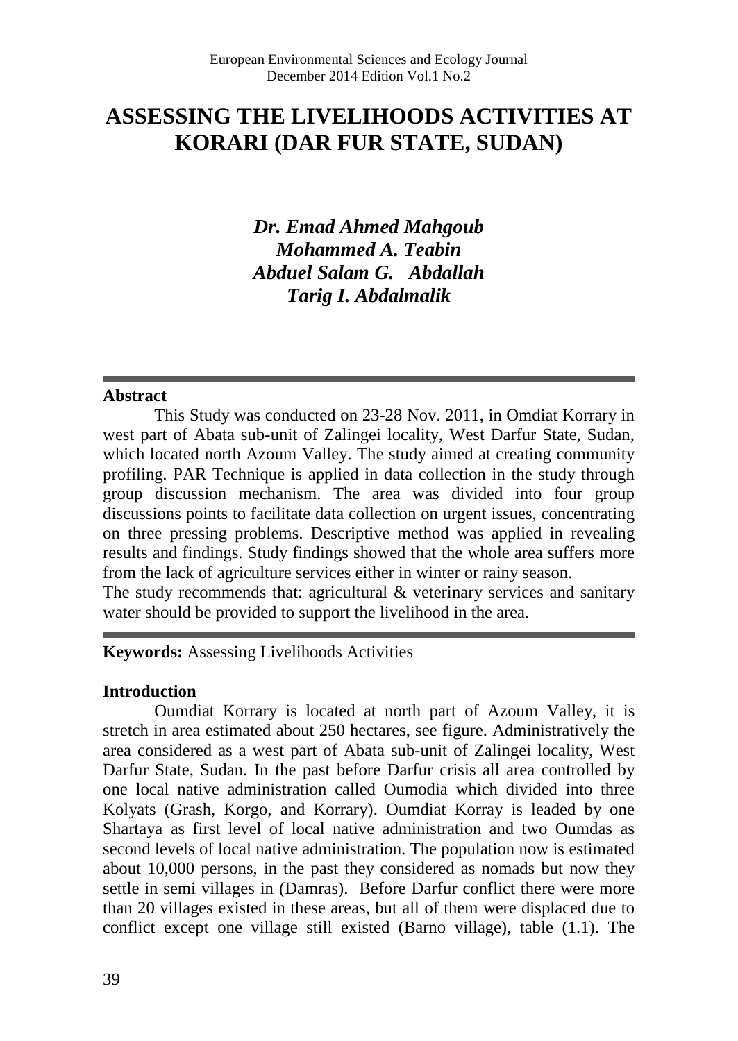# ASSESSING THE LIVELIHOODS ACTIVITIES AT KORARI (DAR FUR STATE, SUDAN)

***Dr. Emad Ahmed Mahgoub***
***Mohammed A. Teabin***
***Abduel Salam G. Abdallah***
***Tarig I. Abdalmalik***

---

**Abstract**

This Study was conducted on 23-28 Nov. 2011, in Omdiat Korrary in west part of Abata sub-unit of Zalingei locality, West Darfur State, Sudan, which located north Azoum Valley. The study aimed at creating community profiling. PAR Technique is applied in data collection in the study through group discussion mechanism. The area was divided into four group discussions points to facilitate data collection on urgent issues, concentrating on three pressing problems. Descriptive method was applied in revealing results and findings. Study findings showed that the whole area suffers more from the lack of agriculture services either in winter or rainy season.
The study recommends that: agricultural & veterinary services and sanitary water should be provided to support the livelihood in the area.

---

**Keywords:** Assessing Livelihoods Activities

## Introduction

Oumdiat Korrary is located at north part of Azoum Valley, it is stretch in area estimated about 250 hectares, see figure. Administratively the area considered as a west part of Abata sub-unit of Zalingei locality, West Darfur State, Sudan. In the past before Darfur crisis all area controlled by one local native administration called Oumodia which divided into three Kolyats (Grash, Korgo, and Korrary). Oumdiat Korray is leaded by one Shartaya as first level of local native administration and two Oumdas as second levels of local native administration. The population now is estimated about 10,000 persons, in the past they considered as nomads but now they settle in semi villages in (Damras). Before Darfur conflict there were more than 20 villages existed in these areas, but all of them were displaced due to conflict except one village still existed (Barno village), table (1.1). The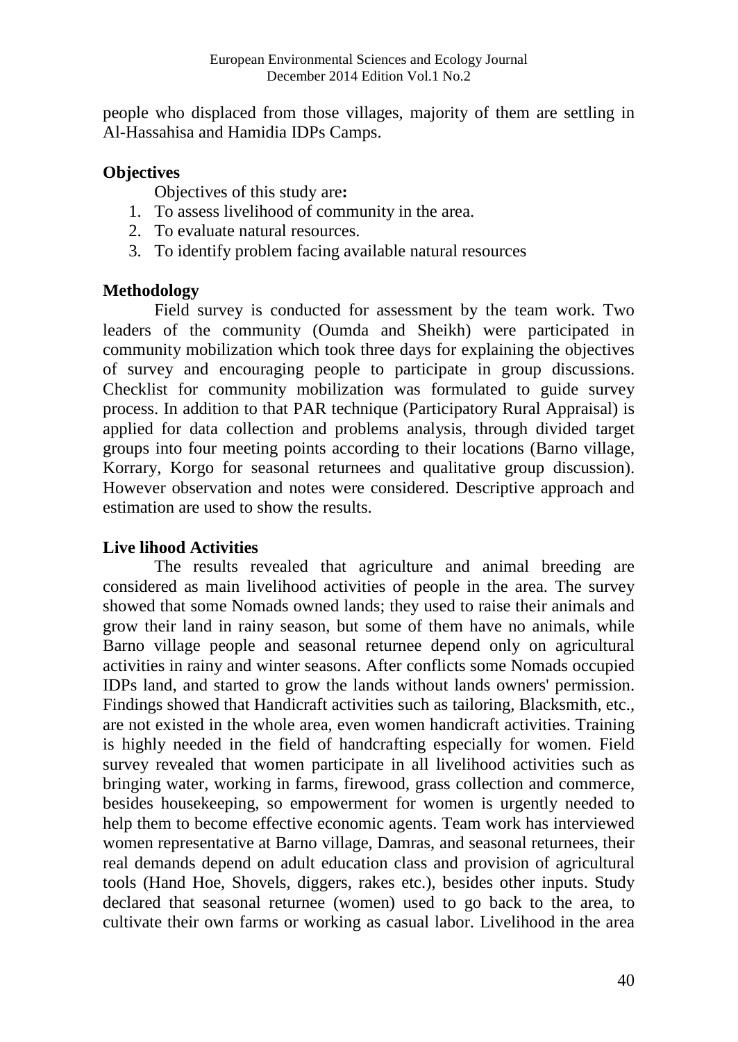people who displaced from those villages, majority of them are settling in Al-Hassahisa and Hamidia IDPs Camps.

## Objectives

Objectives of this study are**:**

1. To assess livelihood of community in the area.
2. To evaluate natural resources.
3. To identify problem facing available natural resources

## Methodology

Field survey is conducted for assessment by the team work. Two leaders of the community (Oumda and Sheikh) were participated in community mobilization which took three days for explaining the objectives of survey and encouraging people to participate in group discussions. Checklist for community mobilization was formulated to guide survey process. In addition to that PAR technique (Participatory Rural Appraisal) is applied for data collection and problems analysis, through divided target groups into four meeting points according to their locations (Barno village, Korrary, Korgo for seasonal returnees and qualitative group discussion). However observation and notes were considered. Descriptive approach and estimation are used to show the results.

## Live lihood Activities

The results revealed that agriculture and animal breeding are considered as main livelihood activities of people in the area. The survey showed that some Nomads owned lands; they used to raise their animals and grow their land in rainy season, but some of them have no animals, while Barno village people and seasonal returnee depend only on agricultural activities in rainy and winter seasons. After conflicts some Nomads occupied IDPs land, and started to grow the lands without lands owners' permission. Findings showed that Handicraft activities such as tailoring, Blacksmith, etc., are not existed in the whole area, even women handicraft activities. Training is highly needed in the field of handcrafting especially for women. Field survey revealed that women participate in all livelihood activities such as bringing water, working in farms, firewood, grass collection and commerce, besides housekeeping, so empowerment for women is urgently needed to help them to become effective economic agents. Team work has interviewed women representative at Barno village, Damras, and seasonal returnees, their real demands depend on adult education class and provision of agricultural tools (Hand Hoe, Shovels, diggers, rakes etc.), besides other inputs. Study declared that seasonal returnee (women) used to go back to the area, to cultivate their own farms or working as casual labor. Livelihood in the area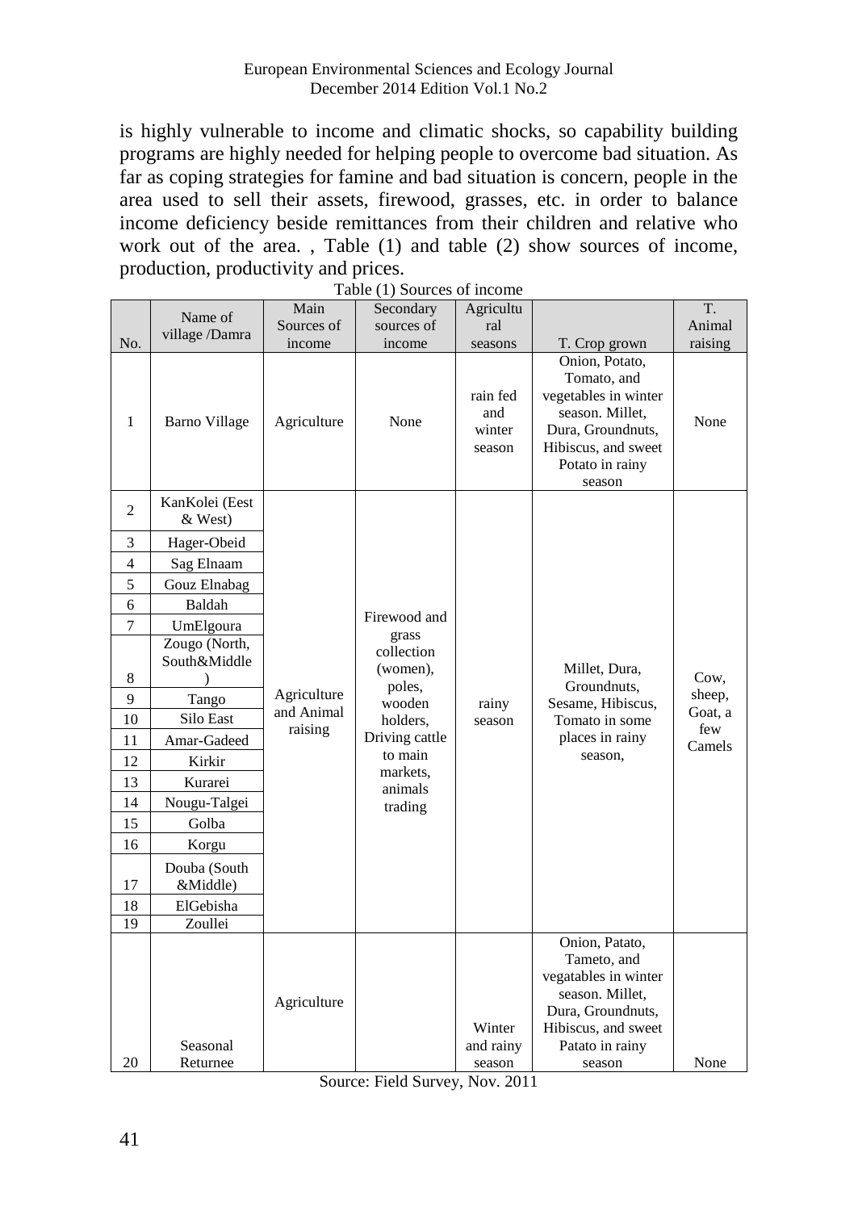is highly vulnerable to income and climatic shocks, so capability building programs are highly needed for helping people to overcome bad situation. As far as coping strategies for famine and bad situation is concern, people in the area used to sell their assets, firewood, grasses, etc. in order to balance income deficiency beside remittances from their children and relative who work out of the area. , Table (1) and table (2) show sources of income, production, productivity and prices.

Table (1) Sources of income

| No. | Name of village /Damra | Main Sources of income | Secondary sources of income | Agricultural seasons | T. Crop grown | T. Animal raising |
|---|---|---|---|---|---|---|
| 1 | Barno Village | Agriculture | None | rain fed and winter season | Onion, Potato, Tomato, and vegetables in winter season. Millet, Dura, Groundnuts, Hibiscus, and sweet Potato in rainy season | None |
| 2 | KanKolei (Eest & West) | Agriculture and Animal raising | Firewood and grass collection (women), poles, wooden holders, Driving cattle to main markets, animals trading | rainy season | Millet, Dura, Groundnuts, Sesame, Hibiscus, Tomato in some places in rainy season, | Cow, sheep, Goat, a few Camels |
| 3 | Hager-Obeid | | | | | |
| 4 | Sag Elnaam | | | | | |
| 5 | Gouz Elnabag | | | | | |
| 6 | Baldah | | | | | |
| 7 | UmElgoura | | | | | |
| 8 | Zougo (North, South&Middle ) | | | | | |
| 9 | Tango | | | | | |
| 10 | Silo East | | | | | |
| 11 | Amar-Gadeed | | | | | |
| 12 | Kirkir | | | | | |
| 13 | Kurarei | | | | | |
| 14 | Nougu-Talgei | | | | | |
| 15 | Golba | | | | | |
| 16 | Korgu | | | | | |
| 17 | Douba (South &Middle) | | | | | |
| 18 | ElGebisha | | | | | |
| 19 | Zoullei | | | | | |
| 20 | Seasonal Returnee | Agriculture | | Winter and rainy season | Onion, Patato, Tameto, and vegatables in winter season. Millet, Dura, Groundnuts, Hibiscus, and sweet Patato in rainy season | None |

Source: Field Survey, Nov. 2011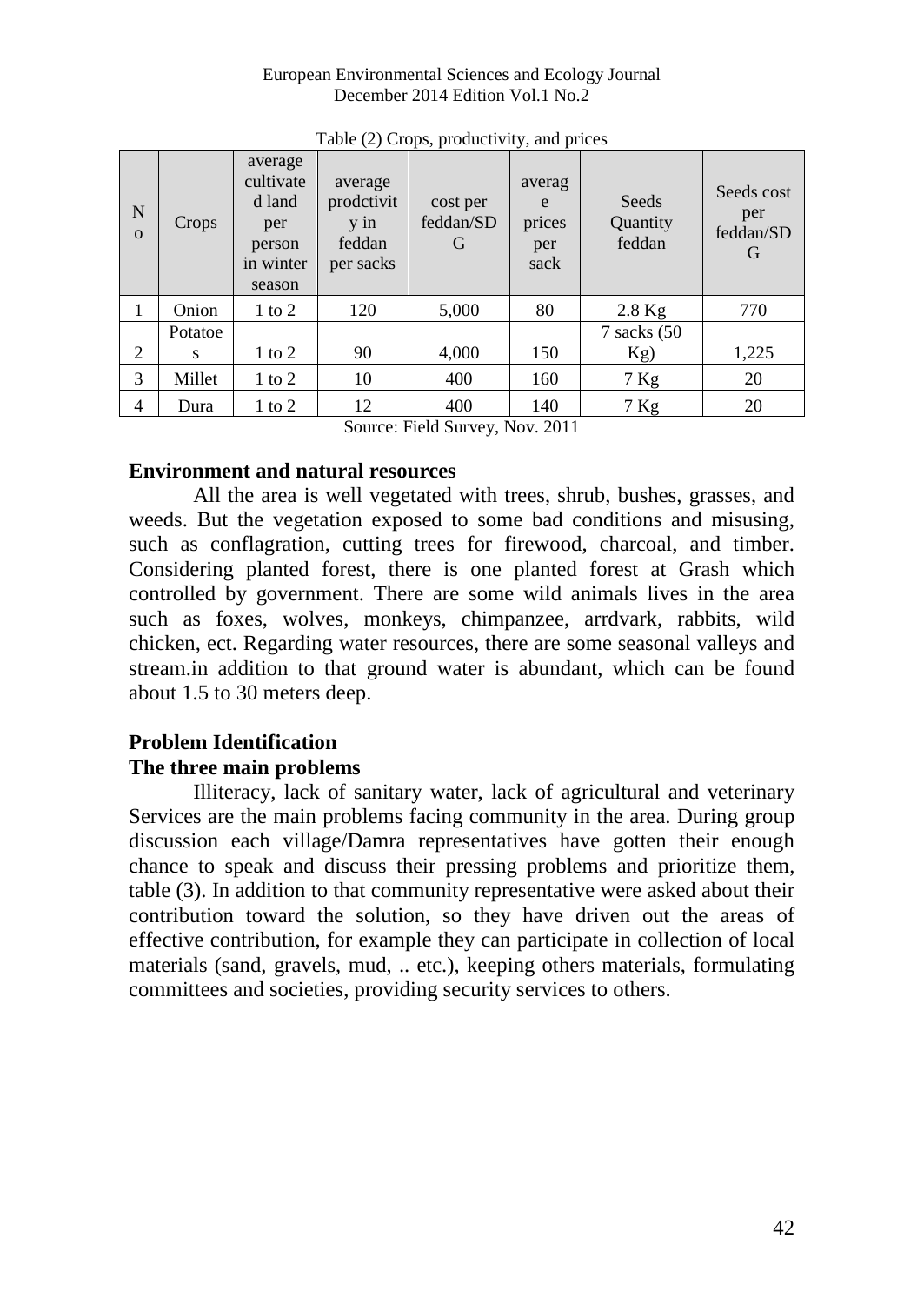Table (2) Crops, productivity, and prices

| No | Crops | average cultivated land per person in winter season | average prodctivity in feddan per sacks | cost per feddan/SDG | average prices per sack | Seeds Quantity feddan | Seeds cost per feddan/SDG |
|---|---|---|---|---|---|---|---|
| 1 | Onion | 1 to 2 | 120 | 5,000 | 80 | 2.8 Kg | 770 |
| 2 | Potatoes | 1 to 2 | 90 | 4,000 | 150 | 7 sacks (50 Kg) | 1,225 |
| 3 | Millet | 1 to 2 | 10 | 400 | 160 | 7 Kg | 20 |
| 4 | Dura | 1 to 2 | 12 | 400 | 140 | 7 Kg | 20 |

Source: Field Survey, Nov. 2011

## Environment and natural resources

All the area is well vegetated with trees, shrub, bushes, grasses, and weeds. But the vegetation exposed to some bad conditions and misusing, such as conflagration, cutting trees for firewood, charcoal, and timber. Considering planted forest, there is one planted forest at Grash which controlled by government. There are some wild animals lives in the area such as foxes, wolves, monkeys, chimpanzee, arrdvark, rabbits, wild chicken, ect. Regarding water resources, there are some seasonal valleys and stream.in addition to that ground water is abundant, which can be found about 1.5 to 30 meters deep.

## Problem Identification

### The three main problems

Illiteracy, lack of sanitary water, lack of agricultural and veterinary Services are the main problems facing community in the area. During group discussion each village/Damra representatives have gotten their enough chance to speak and discuss their pressing problems and prioritize them, table (3). In addition to that community representative were asked about their contribution toward the solution, so they have driven out the areas of effective contribution, for example they can participate in collection of local materials (sand, gravels, mud, .. etc.), keeping others materials, formulating committees and societies, providing security services to others.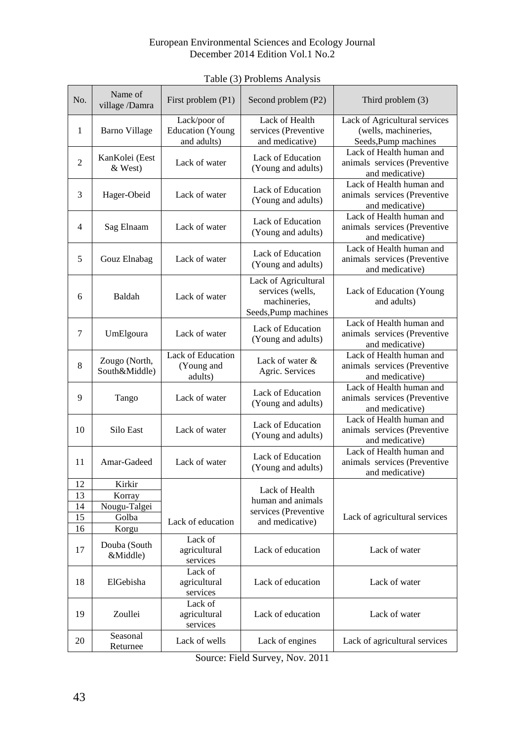Table (3) Problems Analysis

| No. | Name of village /Damra | First problem (P1) | Second problem (P2) | Third problem (3) |
|---|---|---|---|---|
| 1 | Barno Village | Lack/poor of Education (Young and adults) | Lack of Health services (Preventive and medicative) | Lack of Agricultural services (wells, machineries, Seeds,Pump machines |
| 2 | KanKolei (Eest & West) | Lack of water | Lack of Education (Young and adults) | Lack of Health human and animals services (Preventive and medicative) |
| 3 | Hager-Obeid | Lack of water | Lack of Education (Young and adults) | Lack of Health human and animals services (Preventive and medicative) |
| 4 | Sag Elnaam | Lack of water | Lack of Education (Young and adults) | Lack of Health human and animals services (Preventive and medicative) |
| 5 | Gouz Elnabag | Lack of water | Lack of Education (Young and adults) | Lack of Health human and animals services (Preventive and medicative) |
| 6 | Baldah | Lack of water | Lack of Agricultural services (wells, machineries, Seeds,Pump machines | Lack of Education (Young and adults) |
| 7 | UmElgoura | Lack of water | Lack of Education (Young and adults) | Lack of Health human and animals services (Preventive and medicative) |
| 8 | Zougo (North, South&Middle) | Lack of Education (Young and adults) | Lack of water & Agric. Services | Lack of Health human and animals services (Preventive and medicative) |
| 9 | Tango | Lack of water | Lack of Education (Young and adults) | Lack of Health human and animals services (Preventive and medicative) |
| 10 | Silo East | Lack of water | Lack of Education (Young and adults) | Lack of Health human and animals services (Preventive and medicative) |
| 11 | Amar-Gadeed | Lack of water | Lack of Education (Young and adults) | Lack of Health human and animals services (Preventive and medicative) |
| 12 | Kirkir | Lack of education | Lack of Health human and animals services (Preventive and medicative) | Lack of agricultural services |
| 13 | Korray | | | |
| 14 | Nougu-Talgei | | | |
| 15 | Golba | | | |
| 16 | Korgu | | | |
| 17 | Douba (South &Middle) | Lack of agricultural services | Lack of education | Lack of water |
| 18 | ElGebisha | Lack of agricultural services | Lack of education | Lack of water |
| 19 | Zoullei | Lack of agricultural services | Lack of education | Lack of water |
| 20 | Seasonal Returnee | Lack of wells | Lack of engines | Lack of agricultural services |

Source: Field Survey, Nov. 2011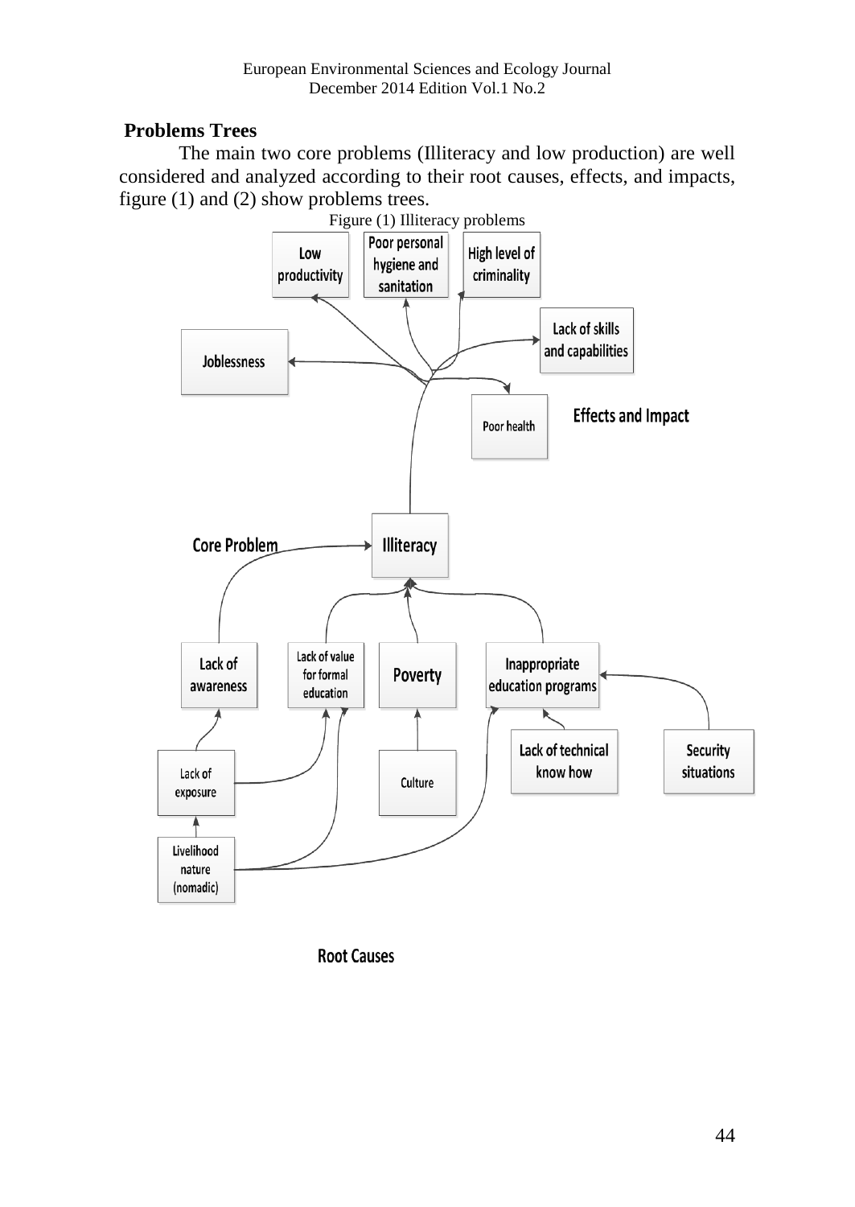## Problems Trees

The main two core problems (Illiteracy and low production) are well considered and analyzed according to their root causes, effects, and impacts, figure (1) and (2) show problems trees.

Figure (1) Illiteracy problems

Low productivity

Poor personal hygiene and sanitation

High level of criminality

Lack of skills and capabilities

Joblessness

Poor health

Effects and Impact

Core Problem

Illiteracy

Lack of awareness

Lack of value for formal education

Poverty

Inappropriate education programs

Lack of technical know how

Security situations

Lack of exposure

Culture

Livelihood nature (nomadic)

Root Causes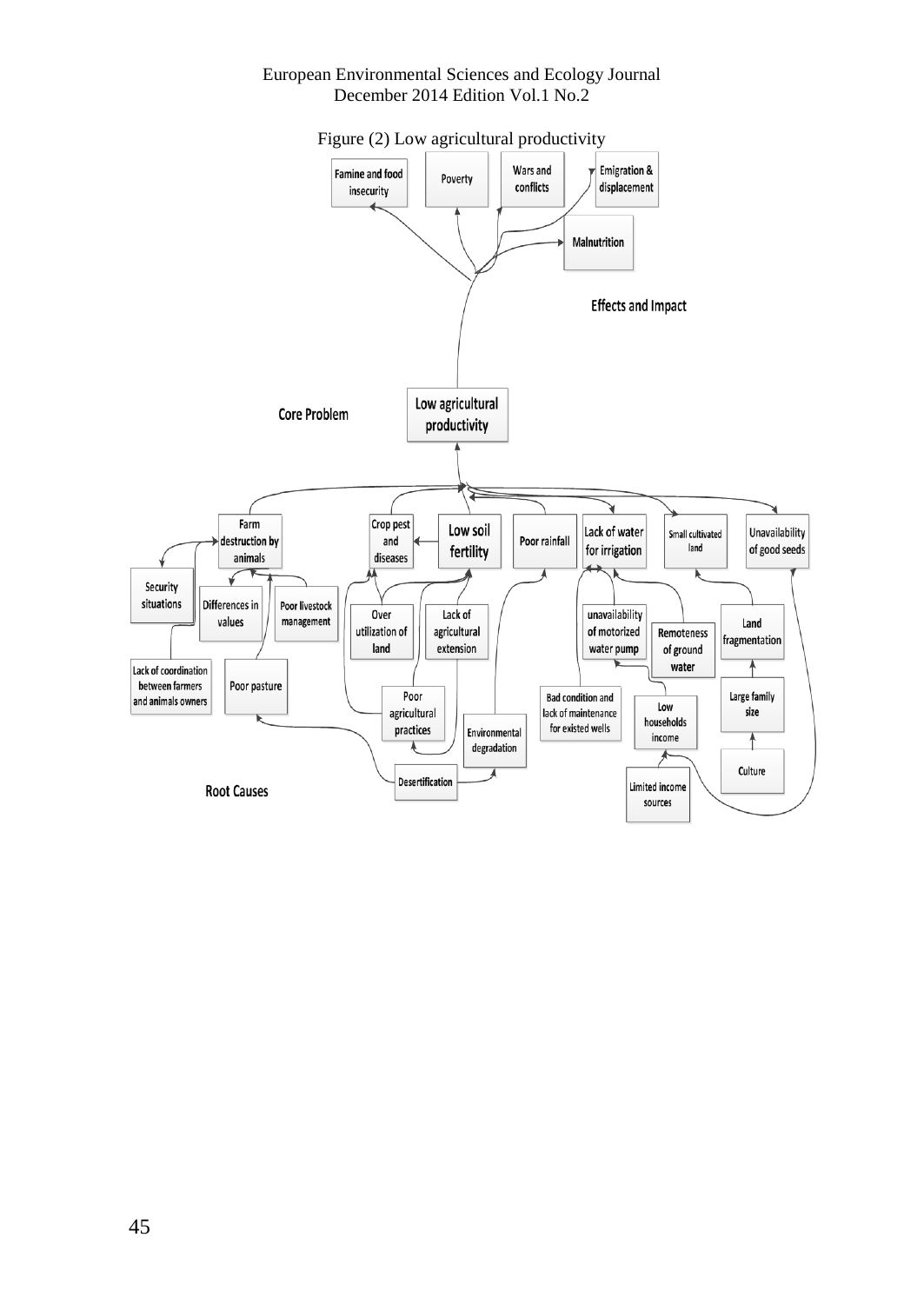Figure (2) Low agricultural productivity

Famine and food insecurity

Poverty

Wars and conflicts

Emigration & displacement

Malnutrition

Effects and Impact

Core Problem

Low agricultural productivity

Farm destruction by animals

Crop pest and diseases

Low soil fertility

Poor rainfall

Lack of water for irrigation

Small cultivated land

Unavailability of good seeds

Security situations

Differences in values

Poor livestock management

Over utilization of land

Lack of agricultural extension

unavailability of motorized water pump

Remoteness of ground water

Land fragmentation

Lack of coordination between farmers and animals owners

Poor pasture

Poor agricultural practices

Environmental degradation

Bad condition and lack of maintenance for existed wells

Low households income

Large family size

Culture

Desertification

Limited income sources

Root Causes